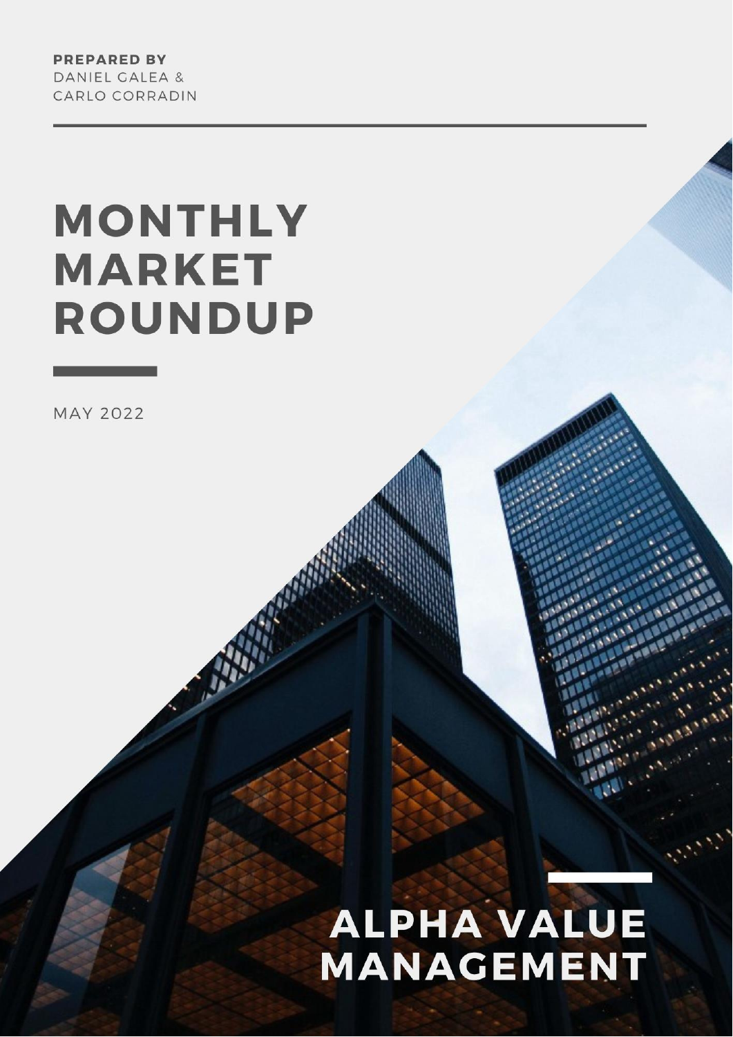**PREPARED BY**
DANIEL GALEA &
CARLO CORRADIN

# MONTHLY MARKET ROUNDUP

MAY 2022

## ALPHA VALUE MANAGEMENT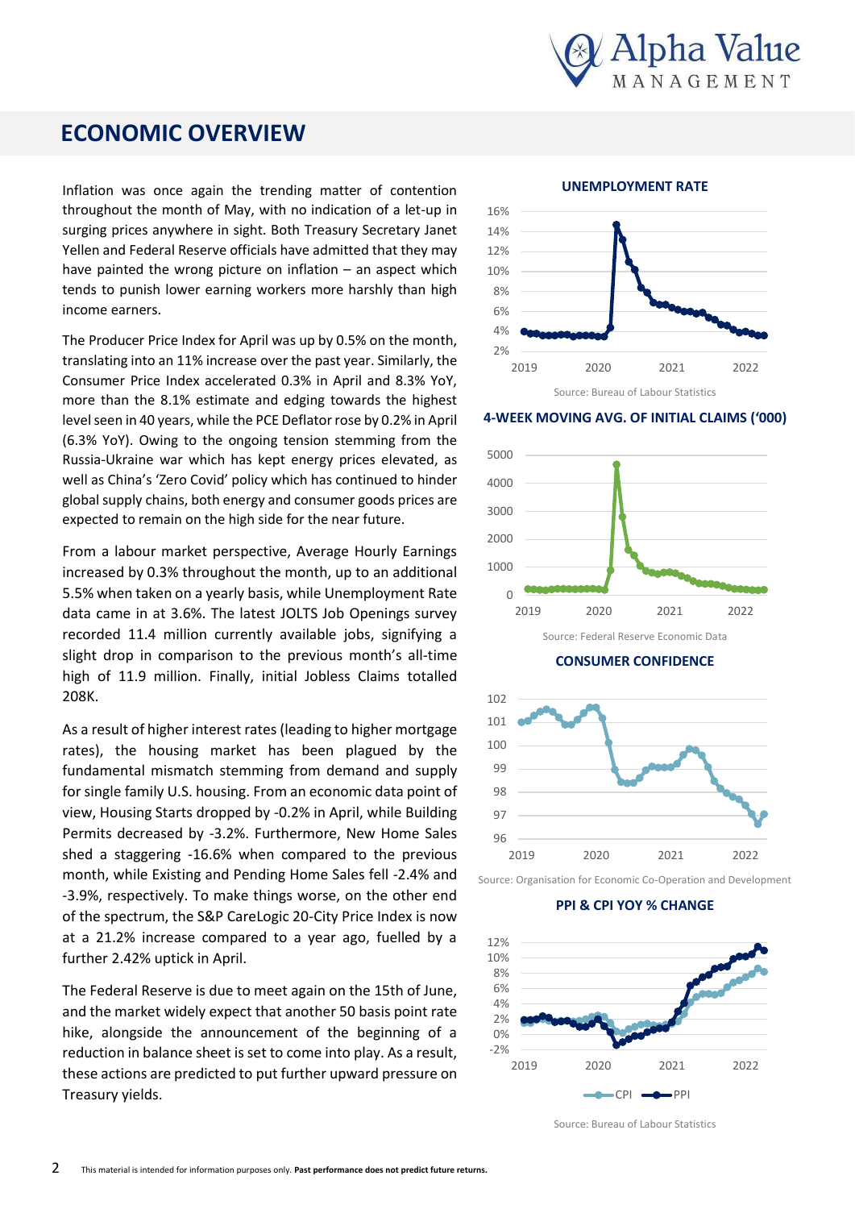## ECONOMIC OVERVIEW

Inflation was once again the trending matter of contention throughout the month of May, with no indication of a let-up in surging prices anywhere in sight. Both Treasury Secretary Janet Yellen and Federal Reserve officials have admitted that they may have painted the wrong picture on inflation – an aspect which tends to punish lower earning workers more harshly than high income earners.

The Producer Price Index for April was up by 0.5% on the month, translating into an 11% increase over the past year. Similarly, the Consumer Price Index accelerated 0.3% in April and 8.3% YoY, more than the 8.1% estimate and edging towards the highest level seen in 40 years, while the PCE Deflator rose by 0.2% in April (6.3% YoY). Owing to the ongoing tension stemming from the Russia-Ukraine war which has kept energy prices elevated, as well as China's 'Zero Covid' policy which has continued to hinder global supply chains, both energy and consumer goods prices are expected to remain on the high side for the near future.

From a labour market perspective, Average Hourly Earnings increased by 0.3% throughout the month, up to an additional 5.5% when taken on a yearly basis, while Unemployment Rate data came in at 3.6%. The latest JOLTS Job Openings survey recorded 11.4 million currently available jobs, signifying a slight drop in comparison to the previous month's all-time high of 11.9 million. Finally, initial Jobless Claims totalled 208K.

As a result of higher interest rates (leading to higher mortgage rates), the housing market has been plagued by the fundamental mismatch stemming from demand and supply for single family U.S. housing. From an economic data point of view, Housing Starts dropped by -0.2% in April, while Building Permits decreased by -3.2%. Furthermore, New Home Sales shed a staggering -16.6% when compared to the previous month, while Existing and Pending Home Sales fell -2.4% and -3.9%, respectively. To make things worse, on the other end of the spectrum, the S&P CareLogic 20-City Price Index is now at a 21.2% increase compared to a year ago, fuelled by a further 2.42% uptick in April.

The Federal Reserve is due to meet again on the 15th of June, and the market widely expect that another 50 basis point rate hike, alongside the announcement of the beginning of a reduction in balance sheet is set to come into play. As a result, these actions are predicted to put further upward pressure on Treasury yields.

**UNEMPLOYMENT RATE**

Source: Bureau of Labour Statistics

**4-WEEK MOVING AVG. OF INITIAL CLAIMS ('000)**

Source: Federal Reserve Economic Data

**CONSUMER CONFIDENCE**

Source: Organisation for Economic Co-Operation and Development

**PPI & CPI YOY % CHANGE**

Source: Bureau of Labour Statistics

This material is intended for information purposes only. **Past performance does not predict future returns.**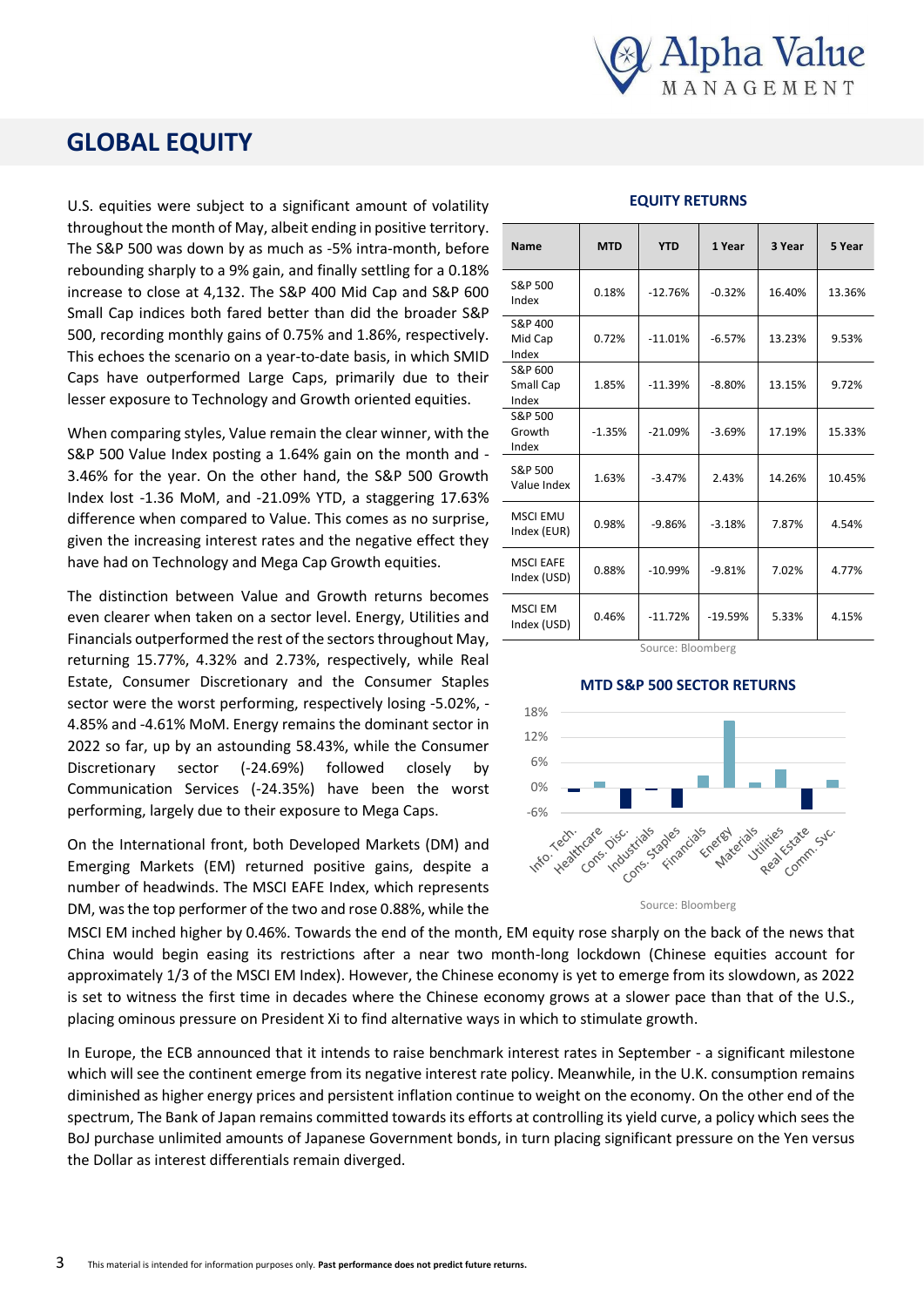# GLOBAL EQUITY

U.S. equities were subject to a significant amount of volatility throughout the month of May, albeit ending in positive territory. The S&P 500 was down by as much as -5% intra-month, before rebounding sharply to a 9% gain, and finally settling for a 0.18% increase to close at 4,132. The S&P 400 Mid Cap and S&P 600 Small Cap indices both fared better than did the broader S&P 500, recording monthly gains of 0.75% and 1.86%, respectively. This echoes the scenario on a year-to-date basis, in which SMID Caps have outperformed Large Caps, primarily due to their lesser exposure to Technology and Growth oriented equities.

When comparing styles, Value remain the clear winner, with the S&P 500 Value Index posting a 1.64% gain on the month and -3.46% for the year. On the other hand, the S&P 500 Growth Index lost -1.36 MoM, and -21.09% YTD, a staggering 17.63% difference when compared to Value. This comes as no surprise, given the increasing interest rates and the negative effect they have had on Technology and Mega Cap Growth equities.

The distinction between Value and Growth returns becomes even clearer when taken on a sector level. Energy, Utilities and Financials outperformed the rest of the sectors throughout May, returning 15.77%, 4.32% and 2.73%, respectively, while Real Estate, Consumer Discretionary and the Consumer Staples sector were the worst performing, respectively losing -5.02%, -4.85% and -4.61% MoM. Energy remains the dominant sector in 2022 so far, up by an astounding 58.43%, while the Consumer Discretionary sector (-24.69%) followed closely by Communication Services (-24.35%) have been the worst performing, largely due to their exposure to Mega Caps.

On the International front, both Developed Markets (DM) and Emerging Markets (EM) returned positive gains, despite a number of headwinds. The MSCI EAFE Index, which represents DM, was the top performer of the two and rose 0.88%, while the MSCI EM inched higher by 0.46%. Towards the end of the month, EM equity rose sharply on the back of the news that China would begin easing its restrictions after a near two month-long lockdown (Chinese equities account for approximately 1/3 of the MSCI EM Index). However, the Chinese economy is yet to emerge from its slowdown, as 2022 is set to witness the first time in decades where the Chinese economy grows at a slower pace than that of the U.S., placing ominous pressure on President Xi to find alternative ways in which to stimulate growth.

In Europe, the ECB announced that it intends to raise benchmark interest rates in September - a significant milestone which will see the continent emerge from its negative interest rate policy. Meanwhile, in the U.K. consumption remains diminished as higher energy prices and persistent inflation continue to weight on the economy. On the other end of the spectrum, The Bank of Japan remains committed towards its efforts at controlling its yield curve, a policy which sees the BoJ purchase unlimited amounts of Japanese Government bonds, in turn placing significant pressure on the Yen versus the Dollar as interest differentials remain diverged.

**EQUITY RETURNS**

| Name | MTD | YTD | 1 Year | 3 Year | 5 Year |
|---|---|---|---|---|---|
| S&P 500 Index | 0.18% | -12.76% | -0.32% | 16.40% | 13.36% |
| S&P 400 Mid Cap Index | 0.72% | -11.01% | -6.57% | 13.23% | 9.53% |
| S&P 600 Small Cap Index | 1.85% | -11.39% | -8.80% | 13.15% | 9.72% |
| S&P 500 Growth Index | -1.35% | -21.09% | -3.69% | 17.19% | 15.33% |
| S&P 500 Value Index | 1.63% | -3.47% | 2.43% | 14.26% | 10.45% |
| MSCI EMU Index (EUR) | 0.98% | -9.86% | -3.18% | 7.87% | 4.54% |
| MSCI EAFE Index (USD) | 0.88% | -10.99% | -9.81% | 7.02% | 4.77% |
| MSCI EM Index (USD) | 0.46% | -11.72% | -19.59% | 5.33% | 4.15% |

Source: Bloomberg

**MTD S&P 500 SECTOR RETURNS**

Source: Bloomberg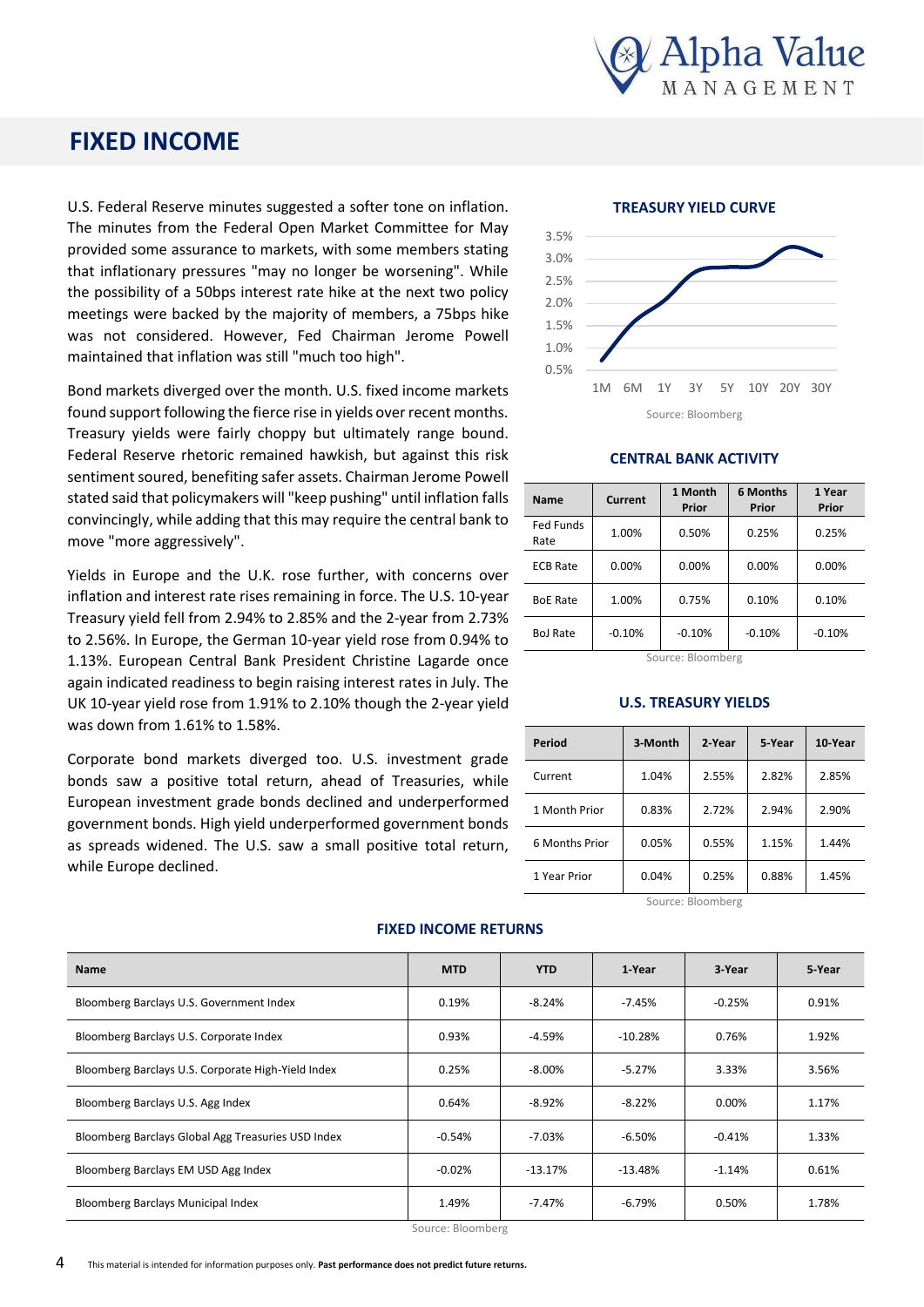# FIXED INCOME

U.S. Federal Reserve minutes suggested a softer tone on inflation. The minutes from the Federal Open Market Committee for May provided some assurance to markets, with some members stating that inflationary pressures "may no longer be worsening". While the possibility of a 50bps interest rate hike at the next two policy meetings were backed by the majority of members, a 75bps hike was not considered. However, Fed Chairman Jerome Powell maintained that inflation was still "much too high".

Bond markets diverged over the month. U.S. fixed income markets found support following the fierce rise in yields over recent months. Treasury yields were fairly choppy but ultimately range bound. Federal Reserve rhetoric remained hawkish, but against this risk sentiment soured, benefiting safer assets. Chairman Jerome Powell stated said that policymakers will "keep pushing" until inflation falls convincingly, while adding that this may require the central bank to move "more aggressively".

Yields in Europe and the U.K. rose further, with concerns over inflation and interest rate rises remaining in force. The U.S. 10-year Treasury yield fell from 2.94% to 2.85% and the 2-year from 2.73% to 2.56%. In Europe, the German 10-year yield rose from 0.94% to 1.13%. European Central Bank President Christine Lagarde once again indicated readiness to begin raising interest rates in July. The UK 10-year yield rose from 1.91% to 2.10% though the 2-year yield was down from 1.61% to 1.58%.

Corporate bond markets diverged too. U.S. investment grade bonds saw a positive total return, ahead of Treasuries, while European investment grade bonds declined and underperformed government bonds. High yield underperformed government bonds as spreads widened. The U.S. saw a small positive total return, while Europe declined.

### TREASURY YIELD CURVE

Source: Bloomberg

### CENTRAL BANK ACTIVITY

| Name | Current | 1 Month Prior | 6 Months Prior | 1 Year Prior |
|---|---|---|---|---|
| Fed Funds Rate | 1.00% | 0.50% | 0.25% | 0.25% |
| ECB Rate | 0.00% | 0.00% | 0.00% | 0.00% |
| BoE Rate | 1.00% | 0.75% | 0.10% | 0.10% |
| BoJ Rate | -0.10% | -0.10% | -0.10% | -0.10% |

Source: Bloomberg

### U.S. TREASURY YIELDS

| Period | 3-Month | 2-Year | 5-Year | 10-Year |
|---|---|---|---|---|
| Current | 1.04% | 2.55% | 2.82% | 2.85% |
| 1 Month Prior | 0.83% | 2.72% | 2.94% | 2.90% |
| 6 Months Prior | 0.05% | 0.55% | 1.15% | 1.44% |
| 1 Year Prior | 0.04% | 0.25% | 0.88% | 1.45% |

Source: Bloomberg

### FIXED INCOME RETURNS

| Name | MTD | YTD | 1-Year | 3-Year | 5-Year |
|---|---|---|---|---|---|
| Bloomberg Barclays U.S. Government Index | 0.19% | -8.24% | -7.45% | -0.25% | 0.91% |
| Bloomberg Barclays U.S. Corporate Index | 0.93% | -4.59% | -10.28% | 0.76% | 1.92% |
| Bloomberg Barclays U.S. Corporate High-Yield Index | 0.25% | -8.00% | -5.27% | 3.33% | 3.56% |
| Bloomberg Barclays U.S. Agg Index | 0.64% | -8.92% | -8.22% | 0.00% | 1.17% |
| Bloomberg Barclays Global Agg Treasuries USD Index | -0.54% | -7.03% | -6.50% | -0.41% | 1.33% |
| Bloomberg Barclays EM USD Agg Index | -0.02% | -13.17% | -13.48% | -1.14% | 0.61% |
| Bloomberg Barclays Municipal Index | 1.49% | -7.47% | -6.79% | 0.50% | 1.78% |

Source: Bloomberg

This material is intended for information purposes only. **Past performance does not predict future returns.**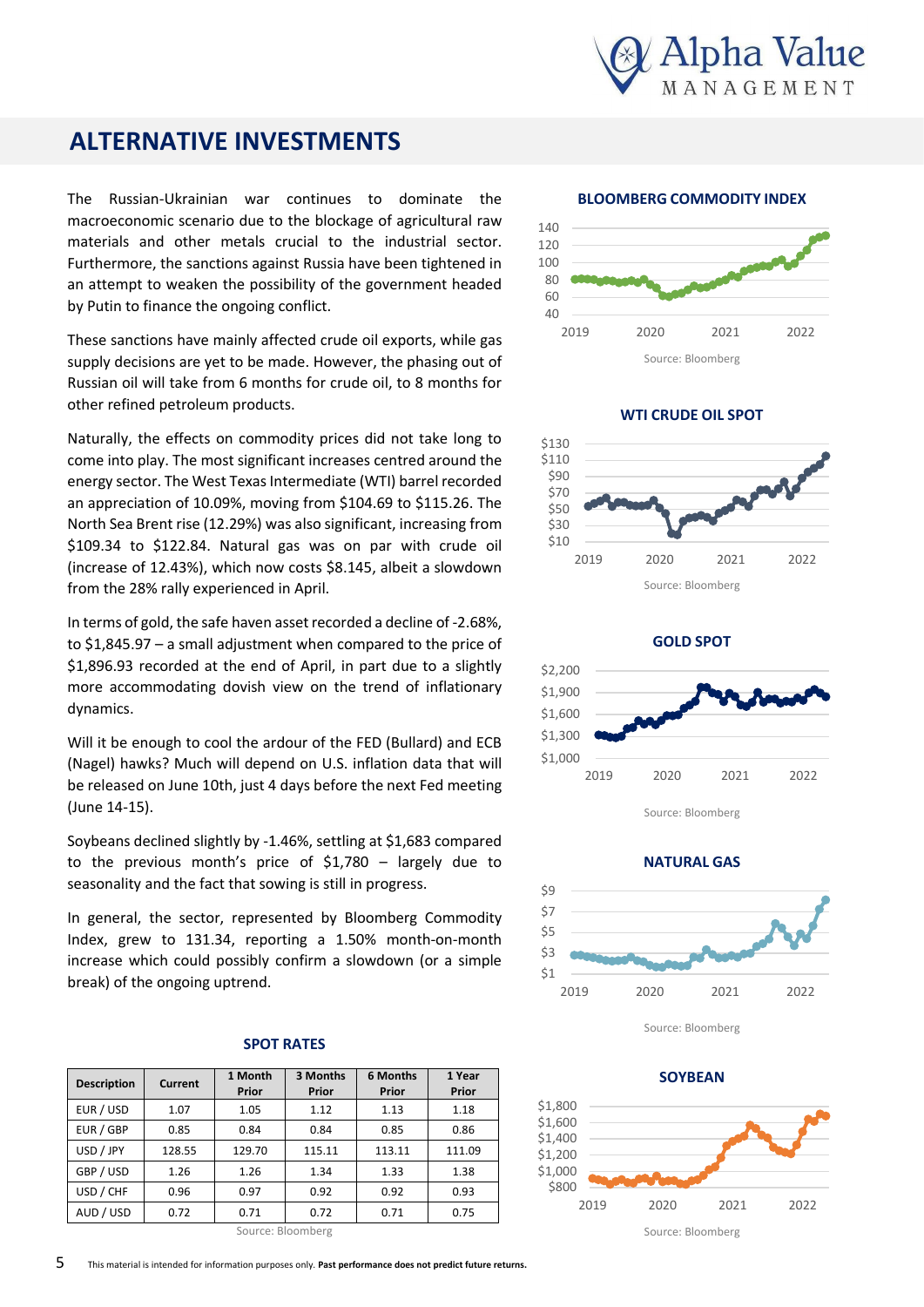# ALTERNATIVE INVESTMENTS

The Russian-Ukrainian war continues to dominate the macroeconomic scenario due to the blockage of agricultural raw materials and other metals crucial to the industrial sector. Furthermore, the sanctions against Russia have been tightened in an attempt to weaken the possibility of the government headed by Putin to finance the ongoing conflict.

These sanctions have mainly affected crude oil exports, while gas supply decisions are yet to be made. However, the phasing out of Russian oil will take from 6 months for crude oil, to 8 months for other refined petroleum products.

Naturally, the effects on commodity prices did not take long to come into play. The most significant increases centred around the energy sector. The West Texas Intermediate (WTI) barrel recorded an appreciation of 10.09%, moving from $104.69 to $115.26. The North Sea Brent rise (12.29%) was also significant, increasing from $109.34 to $122.84. Natural gas was on par with crude oil (increase of 12.43%), which now costs $8.145, albeit a slowdown from the 28% rally experienced in April.

In terms of gold, the safe haven asset recorded a decline of -2.68%, to $1,845.97 – a small adjustment when compared to the price of $1,896.93 recorded at the end of April, in part due to a slightly more accommodating dovish view on the trend of inflationary dynamics.

Will it be enough to cool the ardour of the FED (Bullard) and ECB (Nagel) hawks? Much will depend on U.S. inflation data that will be released on June 10th, just 4 days before the next Fed meeting (June 14-15).

Soybeans declined slightly by -1.46%, settling at $1,683 compared to the previous month's price of $1,780 – largely due to seasonality and the fact that sowing is still in progress.

In general, the sector, represented by Bloomberg Commodity Index, grew to 131.34, reporting a 1.50% month-on-month increase which could possibly confirm a slowdown (or a simple break) of the ongoing uptrend.

**SPOT RATES**

| Description | Current | 1 Month Prior | 3 Months Prior | 6 Months Prior | 1 Year Prior |
|---|---|---|---|---|---|
| EUR / USD | 1.07 | 1.05 | 1.12 | 1.13 | 1.18 |
| EUR / GBP | 0.85 | 0.84 | 0.84 | 0.85 | 0.86 |
| USD / JPY | 128.55 | 129.70 | 115.11 | 113.11 | 111.09 |
| GBP / USD | 1.26 | 1.26 | 1.34 | 1.33 | 1.38 |
| USD / CHF | 0.96 | 0.97 | 0.92 | 0.92 | 0.93 |
| AUD / USD | 0.72 | 0.71 | 0.72 | 0.71 | 0.75 |

Source: Bloomberg

**BLOOMBERG COMMODITY INDEX**

Source: Bloomberg

**WTI CRUDE OIL SPOT**

Source: Bloomberg

**GOLD SPOT**

Source: Bloomberg

**NATURAL GAS**

Source: Bloomberg

**SOYBEAN**

Source: Bloomberg

This material is intended for information purposes only. **Past performance does not predict future returns.**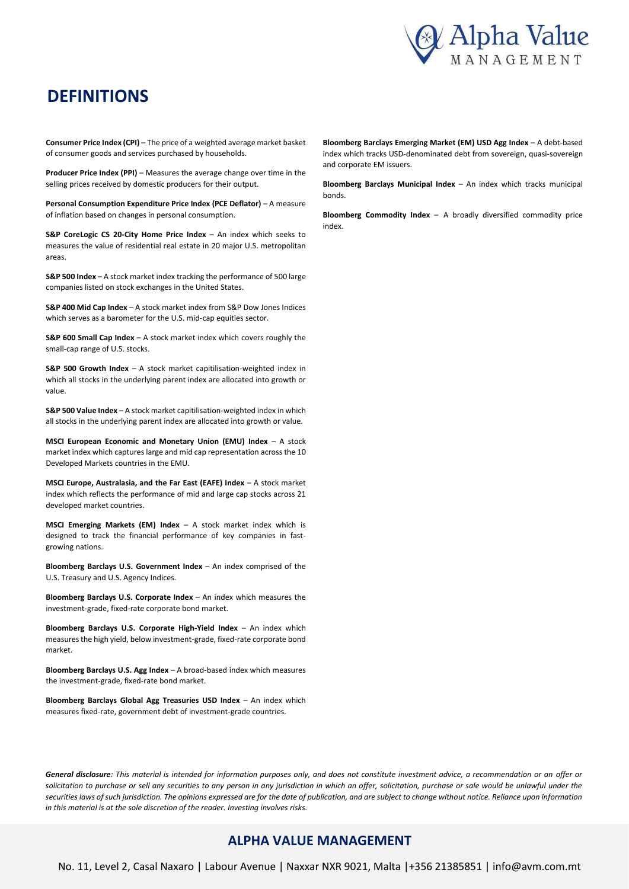# DEFINITIONS

**Consumer Price Index (CPI)** – The price of a weighted average market basket of consumer goods and services purchased by households.

**Producer Price Index (PPI)** – Measures the average change over time in the selling prices received by domestic producers for their output.

**Personal Consumption Expenditure Price Index (PCE Deflator)** – A measure of inflation based on changes in personal consumption.

**S&P CoreLogic CS 20-City Home Price Index** – An index which seeks to measures the value of residential real estate in 20 major U.S. metropolitan areas.

**S&P 500 Index** – A stock market index tracking the performance of 500 large companies listed on stock exchanges in the United States.

**S&P 400 Mid Cap Index** – A stock market index from S&P Dow Jones Indices which serves as a barometer for the U.S. mid-cap equities sector.

**S&P 600 Small Cap Index** – A stock market index which covers roughly the small-cap range of U.S. stocks.

**S&P 500 Growth Index** – A stock market capitilisation-weighted index in which all stocks in the underlying parent index are allocated into growth or value.

**S&P 500 Value Index** – A stock market capitilisation-weighted index in which all stocks in the underlying parent index are allocated into growth or value.

**MSCI European Economic and Monetary Union (EMU) Index** – A stock market index which captures large and mid cap representation across the 10 Developed Markets countries in the EMU.

**MSCI Europe, Australasia, and the Far East (EAFE) Index** – A stock market index which reflects the performance of mid and large cap stocks across 21 developed market countries.

**MSCI Emerging Markets (EM) Index** – A stock market index which is designed to track the financial performance of key companies in fast-growing nations.

**Bloomberg Barclays U.S. Government Index** – An index comprised of the U.S. Treasury and U.S. Agency Indices.

**Bloomberg Barclays U.S. Corporate Index** – An index which measures the investment-grade, fixed-rate corporate bond market.

**Bloomberg Barclays U.S. Corporate High-Yield Index** – An index which measures the high yield, below investment-grade, fixed-rate corporate bond market.

**Bloomberg Barclays U.S. Agg Index** – A broad-based index which measures the investment-grade, fixed-rate bond market.

**Bloomberg Barclays Global Agg Treasuries USD Index** – An index which measures fixed-rate, government debt of investment-grade countries.

**Bloomberg Barclays Emerging Market (EM) USD Agg Index** – A debt-based index which tracks USD-denominated debt from sovereign, quasi-sovereign and corporate EM issuers.

**Bloomberg Barclays Municipal Index** – An index which tracks municipal bonds.

**Bloomberg Commodity Index** – A broadly diversified commodity price index.

***General disclosure****: This material is intended for information purposes only, and does not constitute investment advice, a recommendation or an offer or solicitation to purchase or sell any securities to any person in any jurisdiction in which an offer, solicitation, purchase or sale would be unlawful under the securities laws of such jurisdiction. The opinions expressed are for the date of publication, and are subject to change without notice. Reliance upon information in this material is at the sole discretion of the reader. Investing involves risks.*

**ALPHA VALUE MANAGEMENT**

No. 11, Level 2, Casal Naxaro | Labour Avenue | Naxxar NXR 9021, Malta |+356 21385851 | info@avm.com.mt